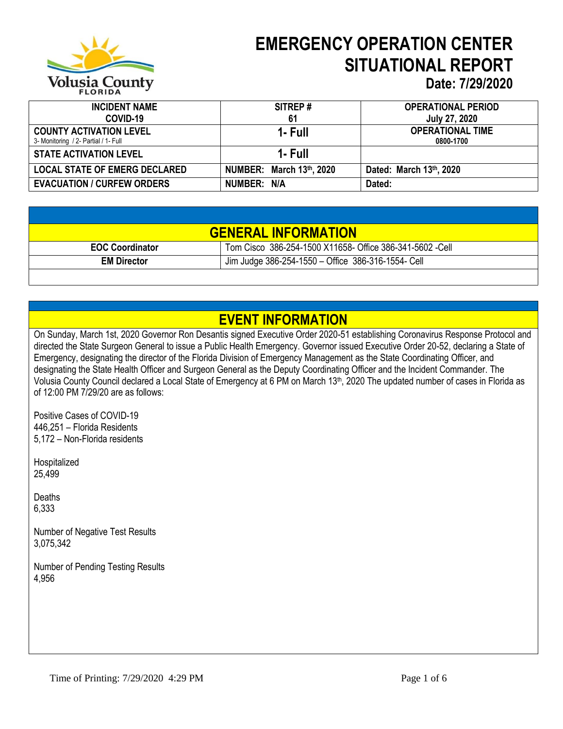# EMERGENCY OPERATION CENTER SITUATIONAL REPORT

**Date: 7/29/2020**

| INCIDENT NAME COVID-19 | SITREP # 61 | OPERATIONAL PERIOD July 27, 2020 |
|---|---|---|
| **COUNTY ACTIVATION LEVEL** 3- Monitoring / 2- Partial / 1- Full | **1- Full** | **OPERATIONAL TIME** 0800-1700 |
| **STATE ACTIVATION LEVEL** | **1- Full** | |
| **LOCAL STATE OF EMERG DECLARED** | **NUMBER: March 13th, 2020** | **Dated: March 13th, 2020** |
| **EVACUATION / CURFEW ORDERS** | **NUMBER: N/A** | **Dated:** |

## GENERAL INFORMATION

| | |
|---|---|
| **EOC Coordinator** | Tom Cisco 386-254-1500 X11658- Office 386-341-5602 -Cell |
| **EM Director** | Jim Judge 386-254-1550 – Office 386-316-1554- Cell |

## EVENT INFORMATION

On Sunday, March 1st, 2020 Governor Ron Desantis signed Executive Order 2020-51 establishing Coronavirus Response Protocol and directed the State Surgeon General to issue a Public Health Emergency. Governor issued Executive Order 20-52, declaring a State of Emergency, designating the director of the Florida Division of Emergency Management as the State Coordinating Officer, and designating the State Health Officer and Surgeon General as the Deputy Coordinating Officer and the Incident Commander. The Volusia County Council declared a Local State of Emergency at 6 PM on March 13th, 2020 The updated number of cases in Florida as of 12:00 PM 7/29/20 are as follows:

Positive Cases of COVID-19
446,251 – Florida Residents
5,172 – Non-Florida residents

Hospitalized
25,499

Deaths
6,333

Number of Negative Test Results
3,075,342

Number of Pending Testing Results
4,956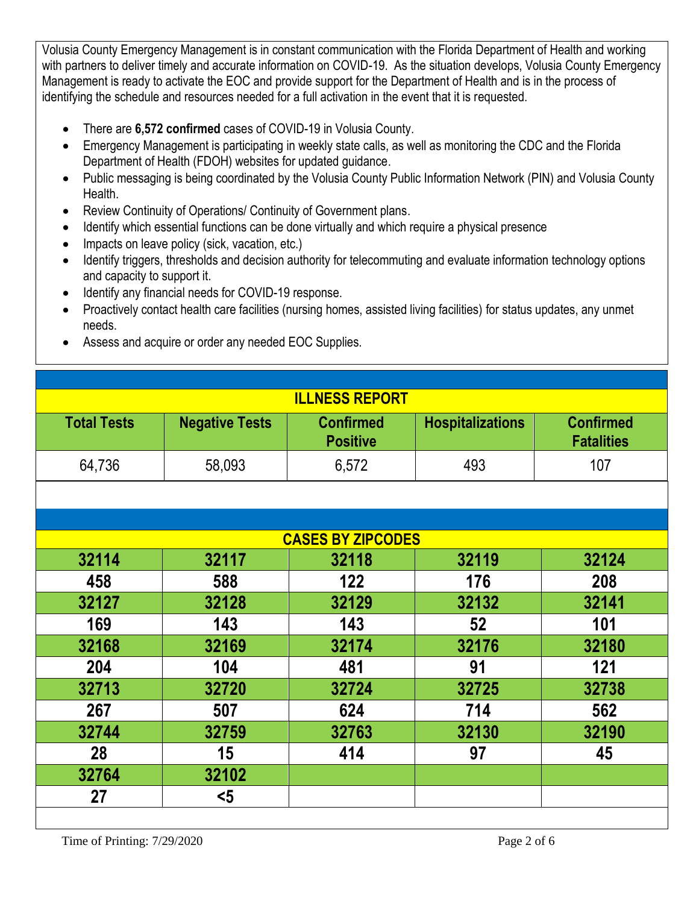Volusia County Emergency Management is in constant communication with the Florida Department of Health and working with partners to deliver timely and accurate information on COVID-19. As the situation develops, Volusia County Emergency Management is ready to activate the EOC and provide support for the Department of Health and is in the process of identifying the schedule and resources needed for a full activation in the event that it is requested.

- There are **6,572 confirmed** cases of COVID-19 in Volusia County.
- Emergency Management is participating in weekly state calls, as well as monitoring the CDC and the Florida Department of Health (FDOH) websites for updated guidance.
- Public messaging is being coordinated by the Volusia County Public Information Network (PIN) and Volusia County Health.
- Review Continuity of Operations/ Continuity of Government plans.
- Identify which essential functions can be done virtually and which require a physical presence
- Impacts on leave policy (sick, vacation, etc.)
- Identify triggers, thresholds and decision authority for telecommuting and evaluate information technology options and capacity to support it.
- Identify any financial needs for COVID-19 response.
- Proactively contact health care facilities (nursing homes, assisted living facilities) for status updates, any unmet needs.
- Assess and acquire or order any needed EOC Supplies.

## ILLNESS REPORT

| Total Tests | Negative Tests | Confirmed Positive | Hospitalizations | Confirmed Fatalities |
|---|---|---|---|---|
| 64,736 | 58,093 | 6,572 | 493 | 107 |

## CASES BY ZIPCODES

| 32114 | 32117 | 32118 | 32119 | 32124 |
|---|---|---|---|---|
| 458 | 588 | 122 | 176 | 208 |
| **32127** | **32128** | **32129** | **32132** | **32141** |
| 169 | 143 | 143 | 52 | 101 |
| **32168** | **32169** | **32174** | **32176** | **32180** |
| 204 | 104 | 481 | 91 | 121 |
| **32713** | **32720** | **32724** | **32725** | **32738** |
| 267 | 507 | 624 | 714 | 562 |
| **32744** | **32759** | **32763** | **32130** | **32190** |
| 28 | 15 | 414 | 97 | 45 |
| **32764** | **32102** | | | |
| 27 | <5 | | | |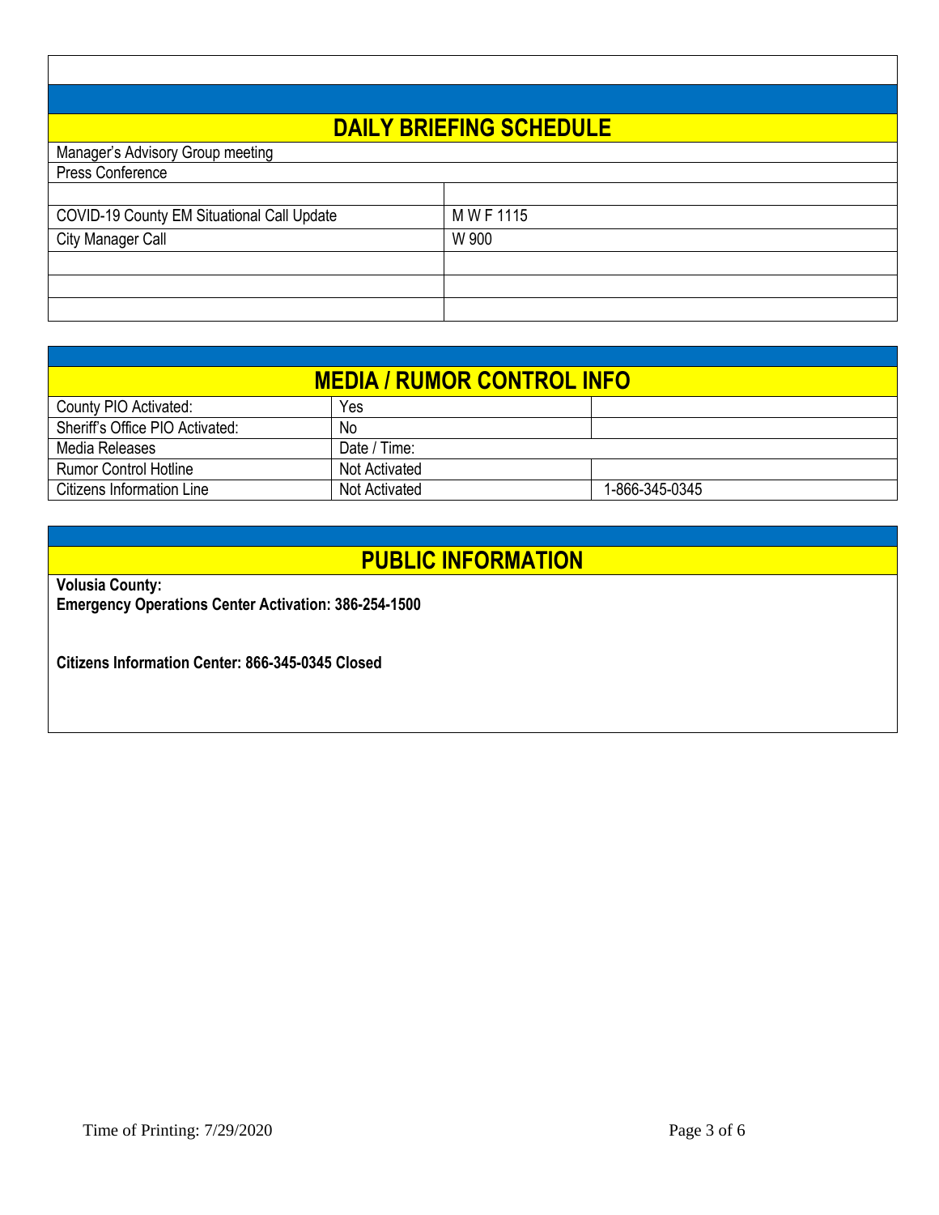## DAILY BRIEFING SCHEDULE

| | |
|---|---|
| Manager's Advisory Group meeting | |
| Press Conference | |
| | |
| COVID-19 County EM Situational Call Update | M W F 1115 |
| City Manager Call | W 900 |
| | |
| | |
| | |

## MEDIA / RUMOR CONTROL INFO

| | | |
|---|---|---|
| County PIO Activated: | Yes | |
| Sheriff's Office PIO Activated: | No | |
| Media Releases | Date / Time: | |
| Rumor Control Hotline | Not Activated | |
| Citizens Information Line | Not Activated | 1-866-345-0345 |

## PUBLIC INFORMATION

**Volusia County:**
**Emergency Operations Center Activation: 386-254-1500**

**Citizens Information Center: 866-345-0345 Closed**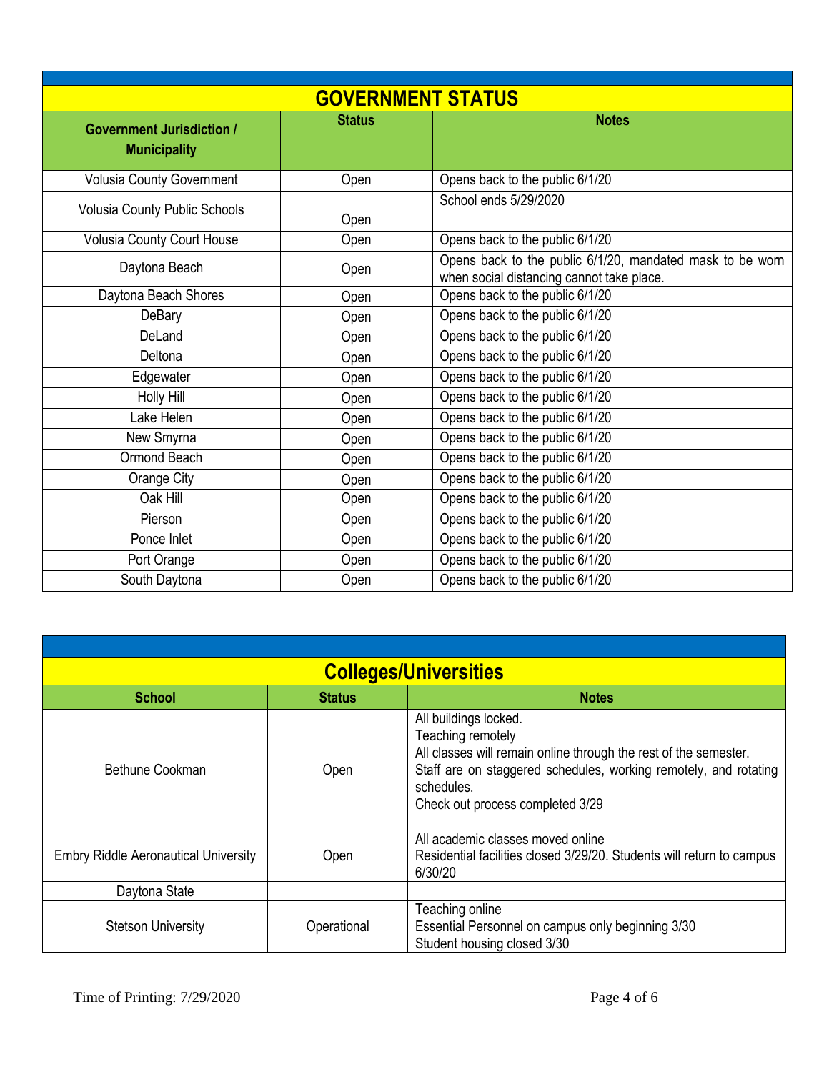## GOVERNMENT STATUS

| Government Jurisdiction / Municipality | Status | Notes |
| --- | --- | --- |
| Volusia County Government | Open | Opens back to the public 6/1/20 |
| Volusia County Public Schools | Open | School ends 5/29/2020 |
| Volusia County Court House | Open | Opens back to the public 6/1/20 |
| Daytona Beach | Open | Opens back to the public 6/1/20, mandated mask to be worn when social distancing cannot take place. |
| Daytona Beach Shores | Open | Opens back to the public 6/1/20 |
| DeBary | Open | Opens back to the public 6/1/20 |
| DeLand | Open | Opens back to the public 6/1/20 |
| Deltona | Open | Opens back to the public 6/1/20 |
| Edgewater | Open | Opens back to the public 6/1/20 |
| Holly Hill | Open | Opens back to the public 6/1/20 |
| Lake Helen | Open | Opens back to the public 6/1/20 |
| New Smyrna | Open | Opens back to the public 6/1/20 |
| Ormond Beach | Open | Opens back to the public 6/1/20 |
| Orange City | Open | Opens back to the public 6/1/20 |
| Oak Hill | Open | Opens back to the public 6/1/20 |
| Pierson | Open | Opens back to the public 6/1/20 |
| Ponce Inlet | Open | Opens back to the public 6/1/20 |
| Port Orange | Open | Opens back to the public 6/1/20 |
| South Daytona | Open | Opens back to the public 6/1/20 |

## Colleges/Universities

| School | Status | Notes |
| --- | --- | --- |
| Bethune Cookman | Open | All buildings locked.<br>Teaching remotely<br>All classes will remain online through the rest of the semester.<br>Staff are on staggered schedules, working remotely, and rotating schedules.<br>Check out process completed 3/29 |
| Embry Riddle Aeronautical University | Open | All academic classes moved online<br>Residential facilities closed 3/29/20. Students will return to campus 6/30/20 |
| Daytona State | | |
| Stetson University | Operational | Teaching online<br>Essential Personnel on campus only beginning 3/30<br>Student housing closed 3/30 |

Time of Printing: 7/29/2020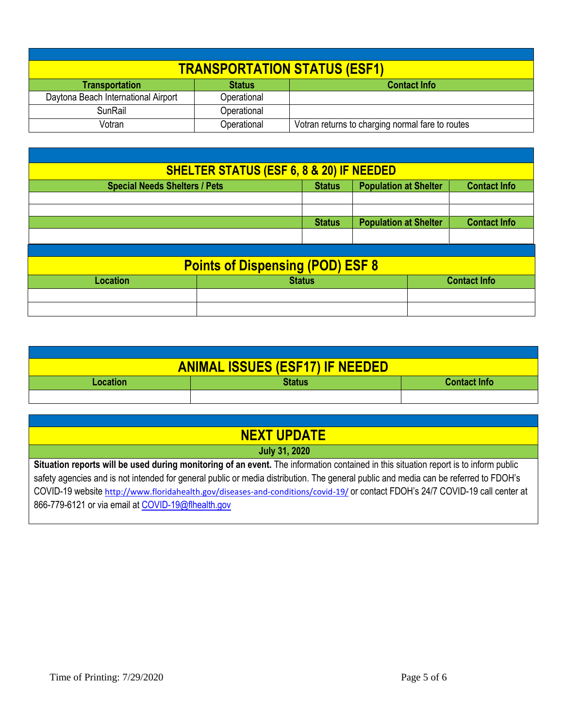## TRANSPORTATION STATUS (ESF1)

| Transportation | Status | Contact Info |
|---|---|---|
| Daytona Beach International Airport | Operational | |
| SunRail | Operational | |
| Votran | Operational | Votran returns to charging normal fare to routes |

## SHELTER STATUS (ESF 6, 8 & 20) IF NEEDED

| Special Needs Shelters / Pets | Status | Population at Shelter | Contact Info |
|---|---|---|---|
| | | | |
| | | | |
| | Status | Population at Shelter | Contact Info |
| | | | |

## Points of Dispensing (POD) ESF 8

| Location | Status | Contact Info |
|---|---|---|
| | | |
| | | |

## ANIMAL ISSUES (ESF17) IF NEEDED

| Location | Status | Contact Info |
|---|---|---|
| | | |

## NEXT UPDATE

**July 31, 2020**

**Situation reports will be used during monitoring of an event.** The information contained in this situation report is to inform public safety agencies and is not intended for general public or media distribution. The general public and media can be referred to FDOH's COVID-19 website http://www.floridahealth.gov/diseases-and-conditions/covid-19/ or contact FDOH's 24/7 COVID-19 call center at 866-779-6121 or via email at COVID-19@flhealth.gov

Time of Printing: 7/29/2020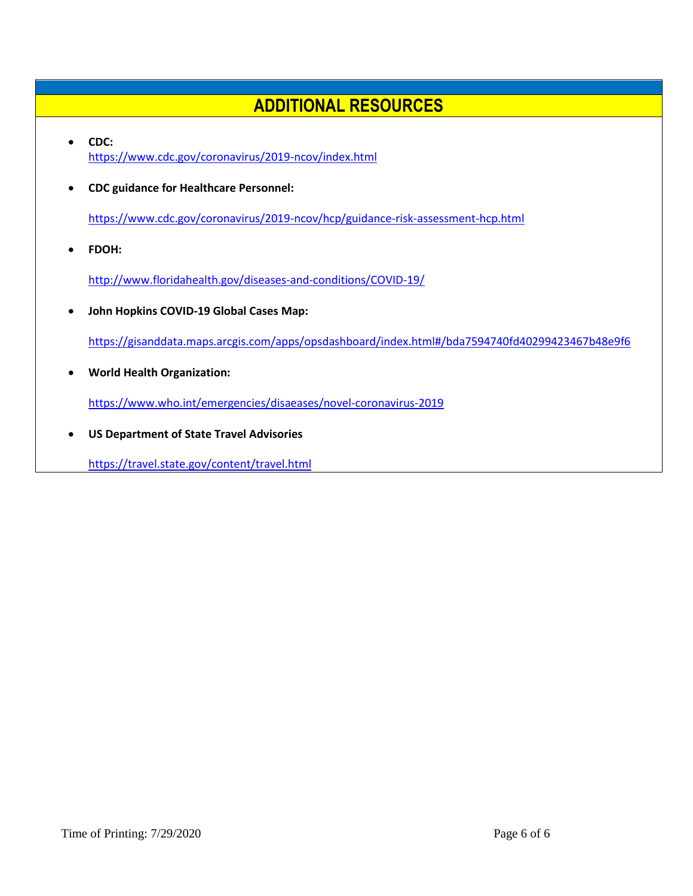## ADDITIONAL RESOURCES

- **CDC:**
  https://www.cdc.gov/coronavirus/2019-ncov/index.html

- **CDC guidance for Healthcare Personnel:**

  https://www.cdc.gov/coronavirus/2019-ncov/hcp/guidance-risk-assessment-hcp.html

- **FDOH:**

  http://www.floridahealth.gov/diseases-and-conditions/COVID-19/

- **John Hopkins COVID-19 Global Cases Map:**

  https://gisanddata.maps.arcgis.com/apps/opsdashboard/index.html#/bda7594740fd40299423467b48e9f6

- **World Health Organization:**

  https://www.who.int/emergencies/disaeases/novel-coronavirus-2019

- **US Department of State Travel Advisories**

  https://travel.state.gov/content/travel.html

Time of Printing: 7/29/2020